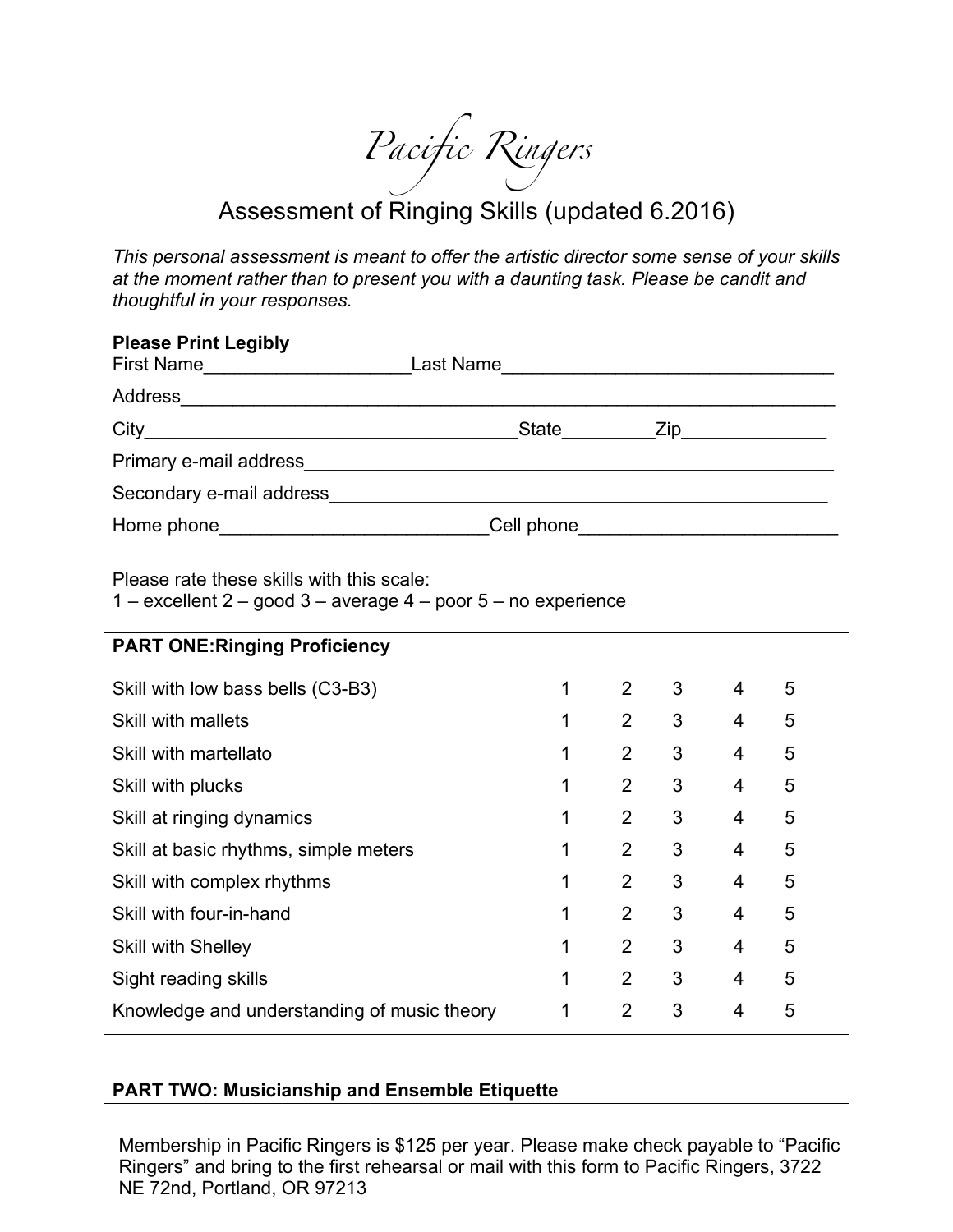# Pacific Ringers

## Assessment of Ringing Skills (updated 6.2016)

*This personal assessment is meant to offer the artistic director some sense of your skills at the moment rather than to present you with a daunting task. Please be candit and thoughtful in your responses.*

**Please Print Legibly**

First Name____________________Last Name________________________________

Address_________________________________________________________________

City____________________________________State_________Zip______________

Primary e-mail address_____________________________________________________

Secondary e-mail address__________________________________________________

Home phone__________________________Cell phone_________________________

Please rate these skills with this scale:
1 – excellent 2 – good 3 – average 4 – poor 5 – no experience

| PART ONE:Ringing Proficiency | | | | | |
|---|---|---|---|---|---|
| Skill with low bass bells (C3-B3) | 1 | 2 | 3 | 4 | 5 |
| Skill with mallets | 1 | 2 | 3 | 4 | 5 |
| Skill with martellato | 1 | 2 | 3 | 4 | 5 |
| Skill with plucks | 1 | 2 | 3 | 4 | 5 |
| Skill at ringing dynamics | 1 | 2 | 3 | 4 | 5 |
| Skill at basic rhythms, simple meters | 1 | 2 | 3 | 4 | 5 |
| Skill with complex rhythms | 1 | 2 | 3 | 4 | 5 |
| Skill with four-in-hand | 1 | 2 | 3 | 4 | 5 |
| Skill with Shelley | 1 | 2 | 3 | 4 | 5 |
| Sight reading skills | 1 | 2 | 3 | 4 | 5 |
| Knowledge and understanding of music theory | 1 | 2 | 3 | 4 | 5 |

**PART TWO: Musicianship and Ensemble Etiquette**

Membership in Pacific Ringers is $125 per year. Please make check payable to "Pacific Ringers" and bring to the first rehearsal or mail with this form to Pacific Ringers, 3722 NE 72nd, Portland, OR 97213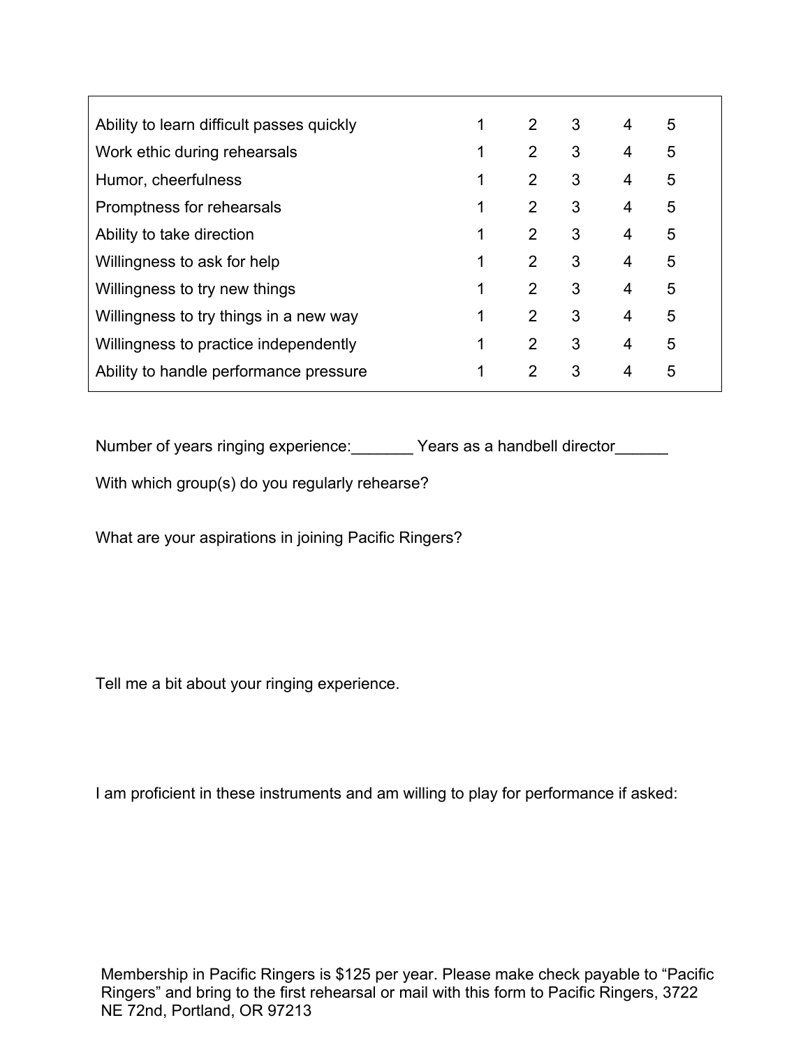| | | | | | |
|---|---|---|---|---|---|
| Ability to learn difficult passes quickly | 1 | 2 | 3 | 4 | 5 |
| Work ethic during rehearsals | 1 | 2 | 3 | 4 | 5 |
| Humor, cheerfulness | 1 | 2 | 3 | 4 | 5 |
| Promptness for rehearsals | 1 | 2 | 3 | 4 | 5 |
| Ability to take direction | 1 | 2 | 3 | 4 | 5 |
| Willingness to ask for help | 1 | 2 | 3 | 4 | 5 |
| Willingness to try new things | 1 | 2 | 3 | 4 | 5 |
| Willingness to try things in a new way | 1 | 2 | 3 | 4 | 5 |
| Willingness to practice independently | 1 | 2 | 3 | 4 | 5 |
| Ability to handle performance pressure | 1 | 2 | 3 | 4 | 5 |

Number of years ringing experience:_______ Years as a handbell director______

With which group(s) do you regularly rehearse?

What are your aspirations in joining Pacific Ringers?

Tell me a bit about your ringing experience.

I am proficient in these instruments and am willing to play for performance if asked:

Membership in Pacific Ringers is $125 per year. Please make check payable to "Pacific Ringers" and bring to the first rehearsal or mail with this form to Pacific Ringers, 3722 NE 72nd, Portland, OR 97213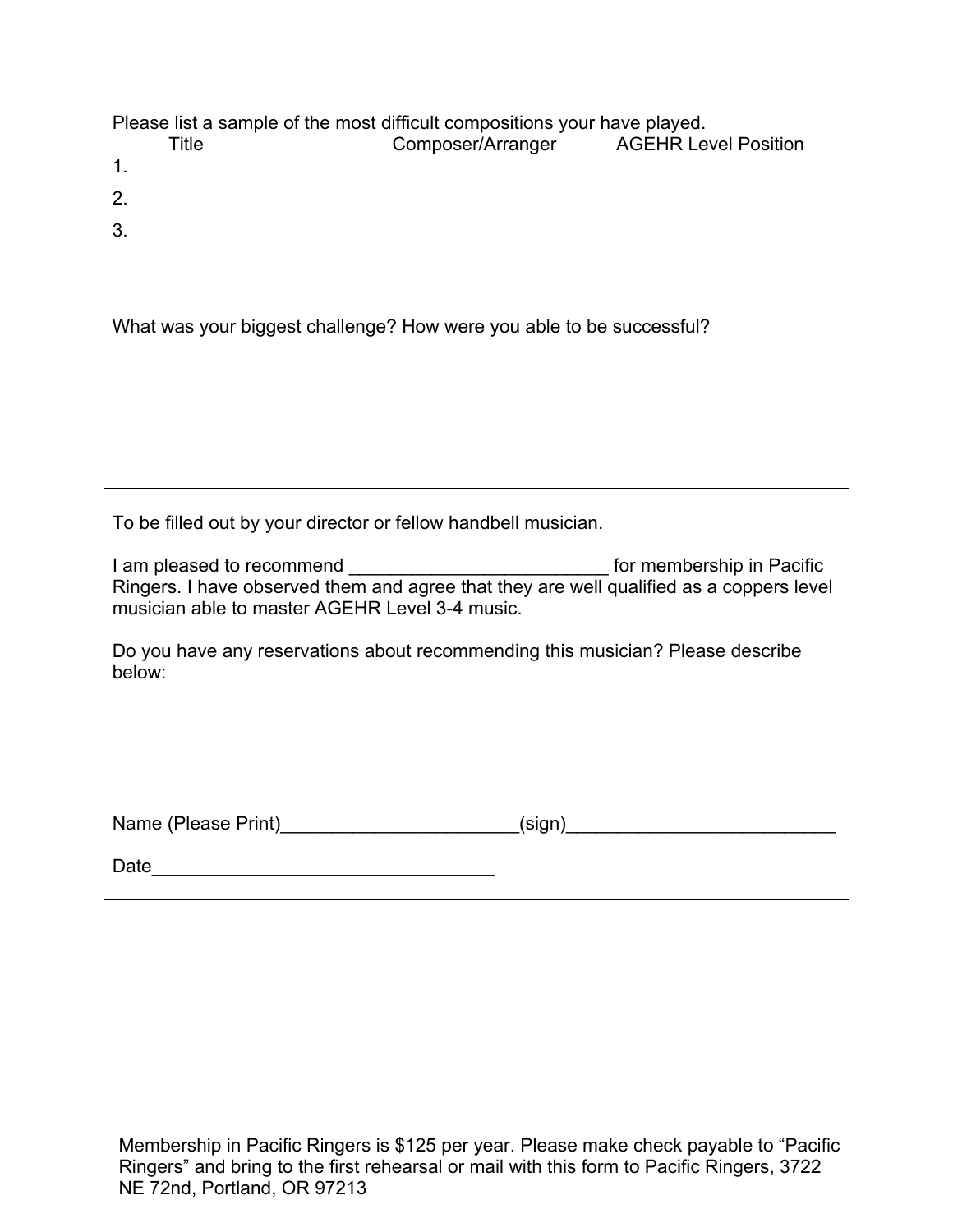Please list a sample of the most difficult compositions your have played.

| Title | Composer/Arranger | AGEHR Level Position |
|---|---|---|
| 1. | | |
| 2. | | |
| 3. | | |

What was your biggest challenge? How were you able to be successful?

To be filled out by your director or fellow handbell musician.

I am pleased to recommend _________________________ for membership in Pacific Ringers. I have observed them and agree that they are well qualified as a coppers level musician able to master AGEHR Level 3-4 music.

Do you have any reservations about recommending this musician? Please describe below:

Name (Please Print)_______________________(sign)__________________________

Date_________________________________

Membership in Pacific Ringers is $125 per year. Please make check payable to "Pacific Ringers" and bring to the first rehearsal or mail with this form to Pacific Ringers, 3722 NE 72nd, Portland, OR 97213